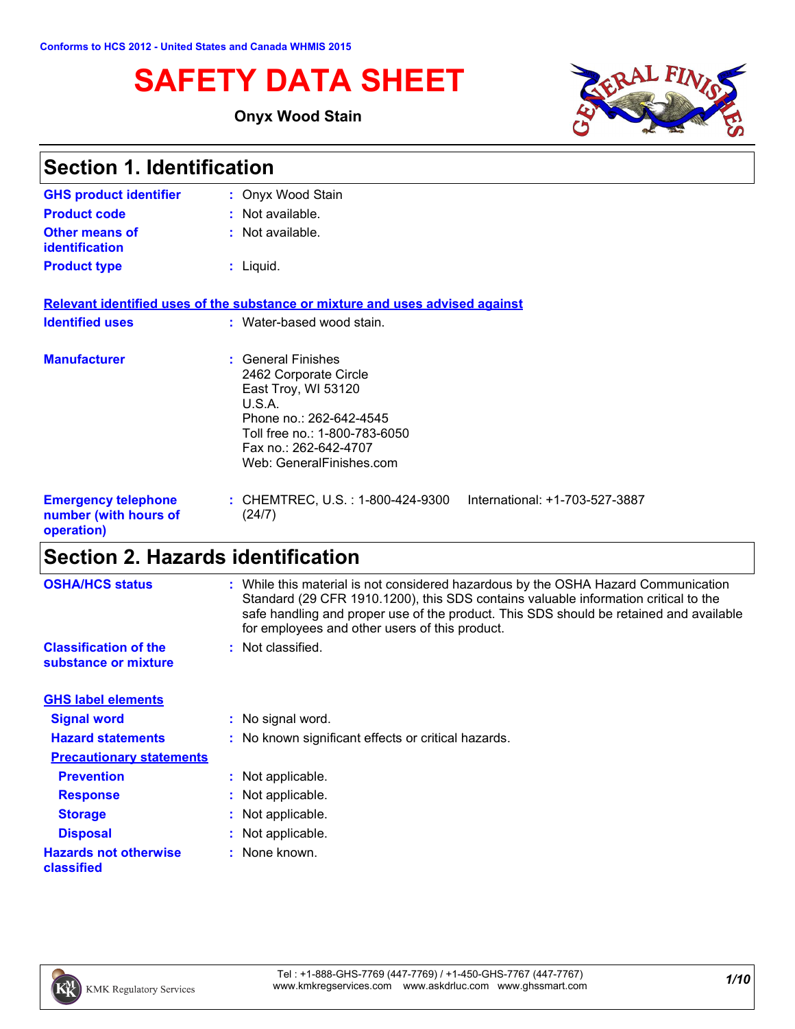Conforms to HCS 2012 - United States and Canada WHMIS 2015

# SAFETY DATA SHEET

**Onyx Wood Stain**

## Section 1. Identification

| | | |
|---|---|---|
| **GHS product identifier** | : | Onyx Wood Stain |
| **Product code** | : | Not available. |
| **Other means of identification** | : | Not available. |
| **Product type** | : | Liquid. |

**Relevant identified uses of the substance or mixture and uses advised against**

| | | |
|---|---|---|
| **Identified uses** | : | Water-based wood stain. |
| **Manufacturer** | : | General Finishes<br>2462 Corporate Circle<br>East Troy, WI 53120<br>U.S.A.<br>Phone no.: 262-642-4545<br>Toll free no.: 1-800-783-6050<br>Fax no.: 262-642-4707<br>Web: GeneralFinishes.com |
| **Emergency telephone number (with hours of operation)** | : | CHEMTREC, U.S. : 1-800-424-9300 International: +1-703-527-3887 (24/7) |

## Section 2. Hazards identification

| | | |
|---|---|---|
| **OSHA/HCS status** | : | While this material is not considered hazardous by the OSHA Hazard Communication Standard (29 CFR 1910.1200), this SDS contains valuable information critical to the safe handling and proper use of the product. This SDS should be retained and available for employees and other users of this product. |
| **Classification of the substance or mixture** | : | Not classified. |

**GHS label elements**

| | | |
|---|---|---|
| **Signal word** | : | No signal word. |
| **Hazard statements** | : | No known significant effects or critical hazards. |

**Precautionary statements**

| | | |
|---|---|---|
| **Prevention** | : | Not applicable. |
| **Response** | : | Not applicable. |
| **Storage** | : | Not applicable. |
| **Disposal** | : | Not applicable. |
| **Hazards not otherwise classified** | : | None known. |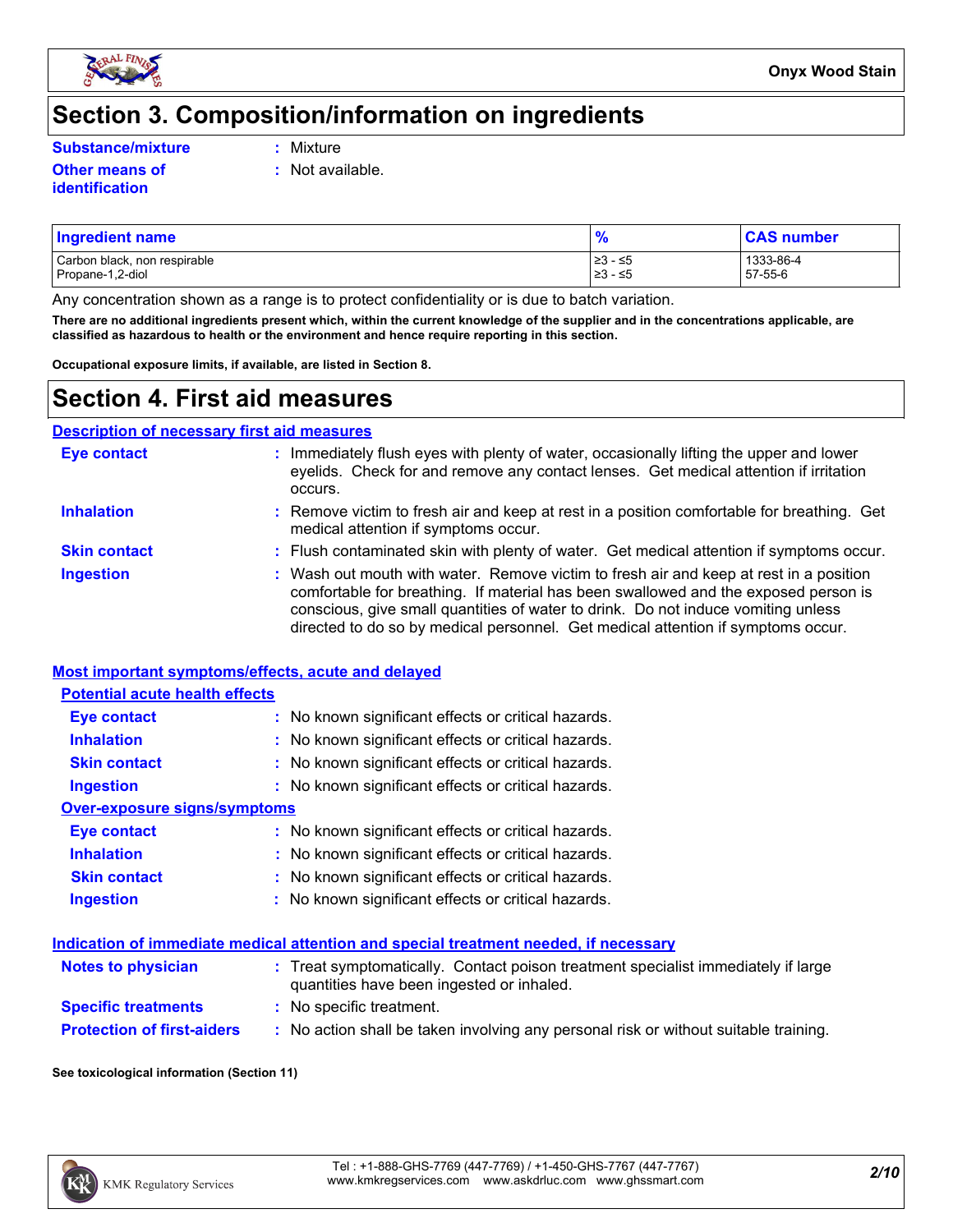## Section 3. Composition/information on ingredients

**Substance/mixture** : Mixture

**Other means of identification** : Not available.

| Ingredient name | % | CAS number |
|---|---|---|
| Carbon black, non respirable | ≥3 - ≤5 | 1333-86-4 |
| Propane-1,2-diol | ≥3 - ≤5 | 57-55-6 |

Any concentration shown as a range is to protect confidentiality or is due to batch variation.

**There are no additional ingredients present which, within the current knowledge of the supplier and in the concentrations applicable, are classified as hazardous to health or the environment and hence require reporting in this section.**

**Occupational exposure limits, if available, are listed in Section 8.**

## Section 4. First aid measures

### Description of necessary first aid measures

**Eye contact** : Immediately flush eyes with plenty of water, occasionally lifting the upper and lower eyelids. Check for and remove any contact lenses. Get medical attention if irritation occurs.

**Inhalation** : Remove victim to fresh air and keep at rest in a position comfortable for breathing. Get medical attention if symptoms occur.

**Skin contact** : Flush contaminated skin with plenty of water. Get medical attention if symptoms occur.

**Ingestion** : Wash out mouth with water. Remove victim to fresh air and keep at rest in a position comfortable for breathing. If material has been swallowed and the exposed person is conscious, give small quantities of water to drink. Do not induce vomiting unless directed to do so by medical personnel. Get medical attention if symptoms occur.

### Most important symptoms/effects, acute and delayed

#### Potential acute health effects

**Eye contact** : No known significant effects or critical hazards.

**Inhalation** : No known significant effects or critical hazards.

**Skin contact** : No known significant effects or critical hazards.

**Ingestion** : No known significant effects or critical hazards.

#### Over-exposure signs/symptoms

**Eye contact** : No known significant effects or critical hazards.

**Inhalation** : No known significant effects or critical hazards.

**Skin contact** : No known significant effects or critical hazards.

**Ingestion** : No known significant effects or critical hazards.

### Indication of immediate medical attention and special treatment needed, if necessary

**Notes to physician** : Treat symptomatically. Contact poison treatment specialist immediately if large quantities have been ingested or inhaled.

**Specific treatments** : No specific treatment.

**Protection of first-aiders** : No action shall be taken involving any personal risk or without suitable training.

**See toxicological information (Section 11)**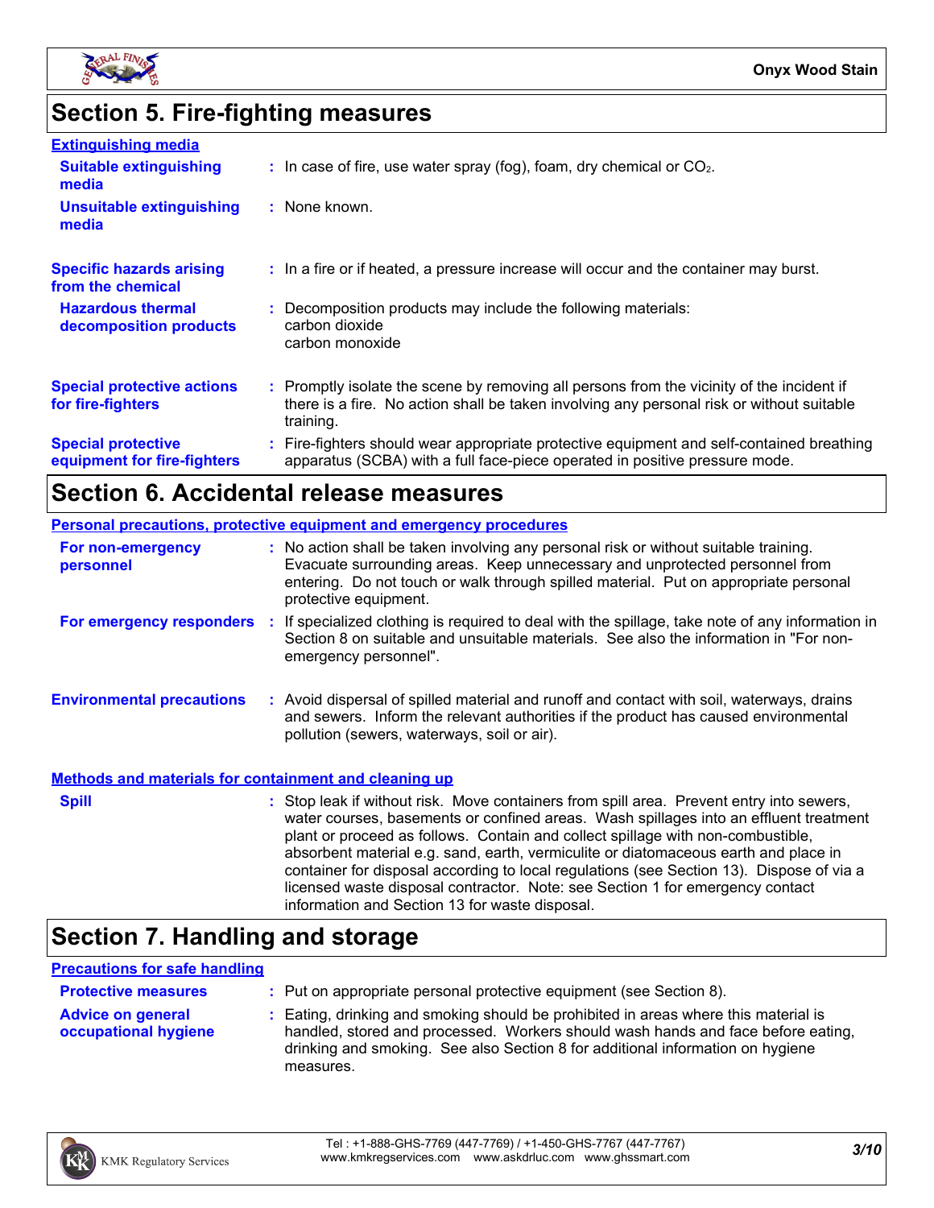# Section 5. Fire-fighting measures

## Extinguishing media

**Suitable extinguishing media** : In case of fire, use water spray (fog), foam, dry chemical or $CO_2$.

**Unsuitable extinguishing media** : None known.

**Specific hazards arising from the chemical** : In a fire or if heated, a pressure increase will occur and the container may burst.

**Hazardous thermal decomposition products** : Decomposition products may include the following materials:
carbon dioxide
carbon monoxide

**Special protective actions for fire-fighters** : Promptly isolate the scene by removing all persons from the vicinity of the incident if there is a fire. No action shall be taken involving any personal risk or without suitable training.

**Special protective equipment for fire-fighters** : Fire-fighters should wear appropriate protective equipment and self-contained breathing apparatus (SCBA) with a full face-piece operated in positive pressure mode.

# Section 6. Accidental release measures

## Personal precautions, protective equipment and emergency procedures

**For non-emergency personnel** : No action shall be taken involving any personal risk or without suitable training. Evacuate surrounding areas. Keep unnecessary and unprotected personnel from entering. Do not touch or walk through spilled material. Put on appropriate personal protective equipment.

**For emergency responders** : If specialized clothing is required to deal with the spillage, take note of any information in Section 8 on suitable and unsuitable materials. See also the information in "For non-emergency personnel".

**Environmental precautions** : Avoid dispersal of spilled material and runoff and contact with soil, waterways, drains and sewers. Inform the relevant authorities if the product has caused environmental pollution (sewers, waterways, soil or air).

## Methods and materials for containment and cleaning up

**Spill** : Stop leak if without risk. Move containers from spill area. Prevent entry into sewers, water courses, basements or confined areas. Wash spillages into an effluent treatment plant or proceed as follows. Contain and collect spillage with non-combustible, absorbent material e.g. sand, earth, vermiculite or diatomaceous earth and place in container for disposal according to local regulations (see Section 13). Dispose of via a licensed waste disposal contractor. Note: see Section 1 for emergency contact information and Section 13 for waste disposal.

# Section 7. Handling and storage

## Precautions for safe handling

**Protective measures** : Put on appropriate personal protective equipment (see Section 8).

**Advice on general occupational hygiene** : Eating, drinking and smoking should be prohibited in areas where this material is handled, stored and processed. Workers should wash hands and face before eating, drinking and smoking. See also Section 8 for additional information on hygiene measures.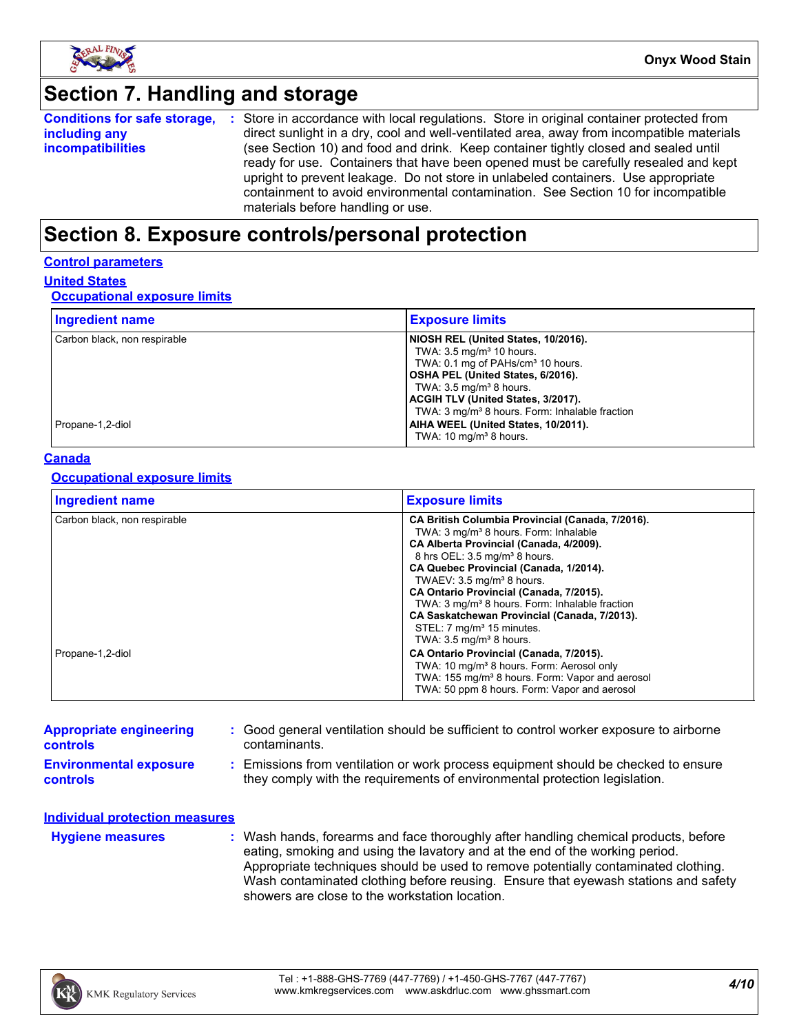## Section 7. Handling and storage

**Conditions for safe storage, including any incompatibilities** : Store in accordance with local regulations. Store in original container protected from direct sunlight in a dry, cool and well-ventilated area, away from incompatible materials (see Section 10) and food and drink. Keep container tightly closed and sealed until ready for use. Containers that have been opened must be carefully resealed and kept upright to prevent leakage. Do not store in unlabeled containers. Use appropriate containment to avoid environmental contamination. See Section 10 for incompatible materials before handling or use.

## Section 8. Exposure controls/personal protection

### Control parameters

#### United States

##### Occupational exposure limits

| Ingredient name | Exposure limits |
|---|---|
| Carbon black, non respirable | **NIOSH REL (United States, 10/2016).**<br>TWA: 3.5 mg/m³ 10 hours.<br>TWA: 0.1 mg of PAHs/cm³ 10 hours.<br>**OSHA PEL (United States, 6/2016).**<br>TWA: 3.5 mg/m³ 8 hours.<br>**ACGIH TLV (United States, 3/2017).**<br>TWA: 3 mg/m³ 8 hours. Form: Inhalable fraction |
| Propane-1,2-diol | **AIHA WEEL (United States, 10/2011).**<br>TWA: 10 mg/m³ 8 hours. |

#### Canada

##### Occupational exposure limits

| Ingredient name | Exposure limits |
|---|---|
| Carbon black, non respirable | **CA British Columbia Provincial (Canada, 7/2016).**<br>TWA: 3 mg/m³ 8 hours. Form: Inhalable<br>**CA Alberta Provincial (Canada, 4/2009).**<br>8 hrs OEL: 3.5 mg/m³ 8 hours.<br>**CA Quebec Provincial (Canada, 1/2014).**<br>TWAEV: 3.5 mg/m³ 8 hours.<br>**CA Ontario Provincial (Canada, 7/2015).**<br>TWA: 3 mg/m³ 8 hours. Form: Inhalable fraction<br>**CA Saskatchewan Provincial (Canada, 7/2013).**<br>STEL: 7 mg/m³ 15 minutes.<br>TWA: 3.5 mg/m³ 8 hours. |
| Propane-1,2-diol | **CA Ontario Provincial (Canada, 7/2015).**<br>TWA: 10 mg/m³ 8 hours. Form: Aerosol only<br>TWA: 155 mg/m³ 8 hours. Form: Vapor and aerosol<br>TWA: 50 ppm 8 hours. Form: Vapor and aerosol |

**Appropriate engineering controls** : Good general ventilation should be sufficient to control worker exposure to airborne contaminants.

**Environmental exposure controls** : Emissions from ventilation or work process equipment should be checked to ensure they comply with the requirements of environmental protection legislation.

### Individual protection measures

**Hygiene measures** : Wash hands, forearms and face thoroughly after handling chemical products, before eating, smoking and using the lavatory and at the end of the working period. Appropriate techniques should be used to remove potentially contaminated clothing. Wash contaminated clothing before reusing. Ensure that eyewash stations and safety showers are close to the workstation location.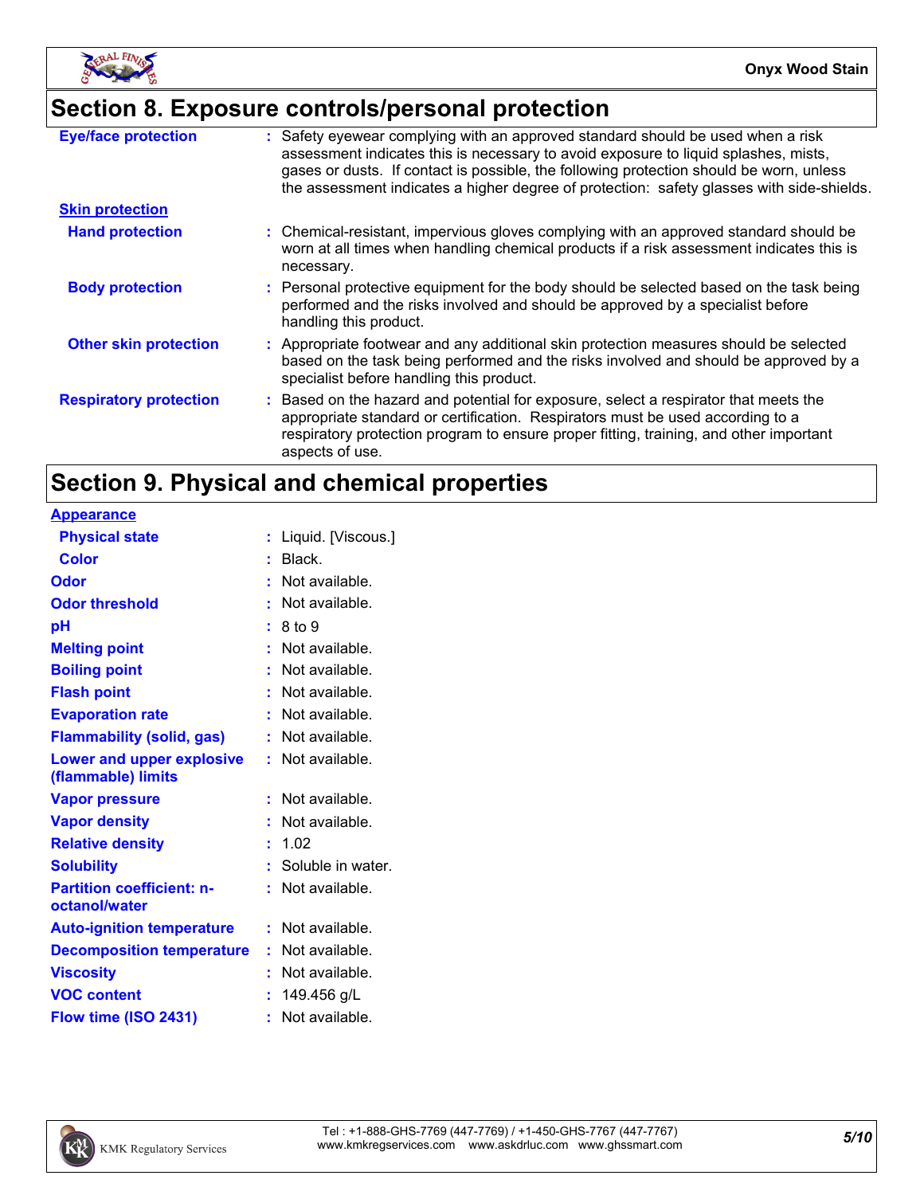## Section 8. Exposure controls/personal protection

| | |
|---|---|
| **Eye/face protection** | Safety eyewear complying with an approved standard should be used when a risk assessment indicates this is necessary to avoid exposure to liquid splashes, mists, gases or dusts. If contact is possible, the following protection should be worn, unless the assessment indicates a higher degree of protection: safety glasses with side-shields. |
| **Skin protection** | |
| **Hand protection** | Chemical-resistant, impervious gloves complying with an approved standard should be worn at all times when handling chemical products if a risk assessment indicates this is necessary. |
| **Body protection** | Personal protective equipment for the body should be selected based on the task being performed and the risks involved and should be approved by a specialist before handling this product. |
| **Other skin protection** | Appropriate footwear and any additional skin protection measures should be selected based on the task being performed and the risks involved and should be approved by a specialist before handling this product. |
| **Respiratory protection** | Based on the hazard and potential for exposure, select a respirator that meets the appropriate standard or certification. Respirators must be used according to a respiratory protection program to ensure proper fitting, training, and other important aspects of use. |

## Section 9. Physical and chemical properties

| | |
|---|---|
| **Appearance** | |
| **Physical state** | Liquid. [Viscous.] |
| **Color** | Black. |
| **Odor** | Not available. |
| **Odor threshold** | Not available. |
| **pH** | 8 to 9 |
| **Melting point** | Not available. |
| **Boiling point** | Not available. |
| **Flash point** | Not available. |
| **Evaporation rate** | Not available. |
| **Flammability (solid, gas)** | Not available. |
| **Lower and upper explosive (flammable) limits** | Not available. |
| **Vapor pressure** | Not available. |
| **Vapor density** | Not available. |
| **Relative density** | 1.02 |
| **Solubility** | Soluble in water. |
| **Partition coefficient: n-octanol/water** | Not available. |
| **Auto-ignition temperature** | Not available. |
| **Decomposition temperature** | Not available. |
| **Viscosity** | Not available. |
| **VOC content** | 149.456 g/L |
| **Flow time (ISO 2431)** | Not available. |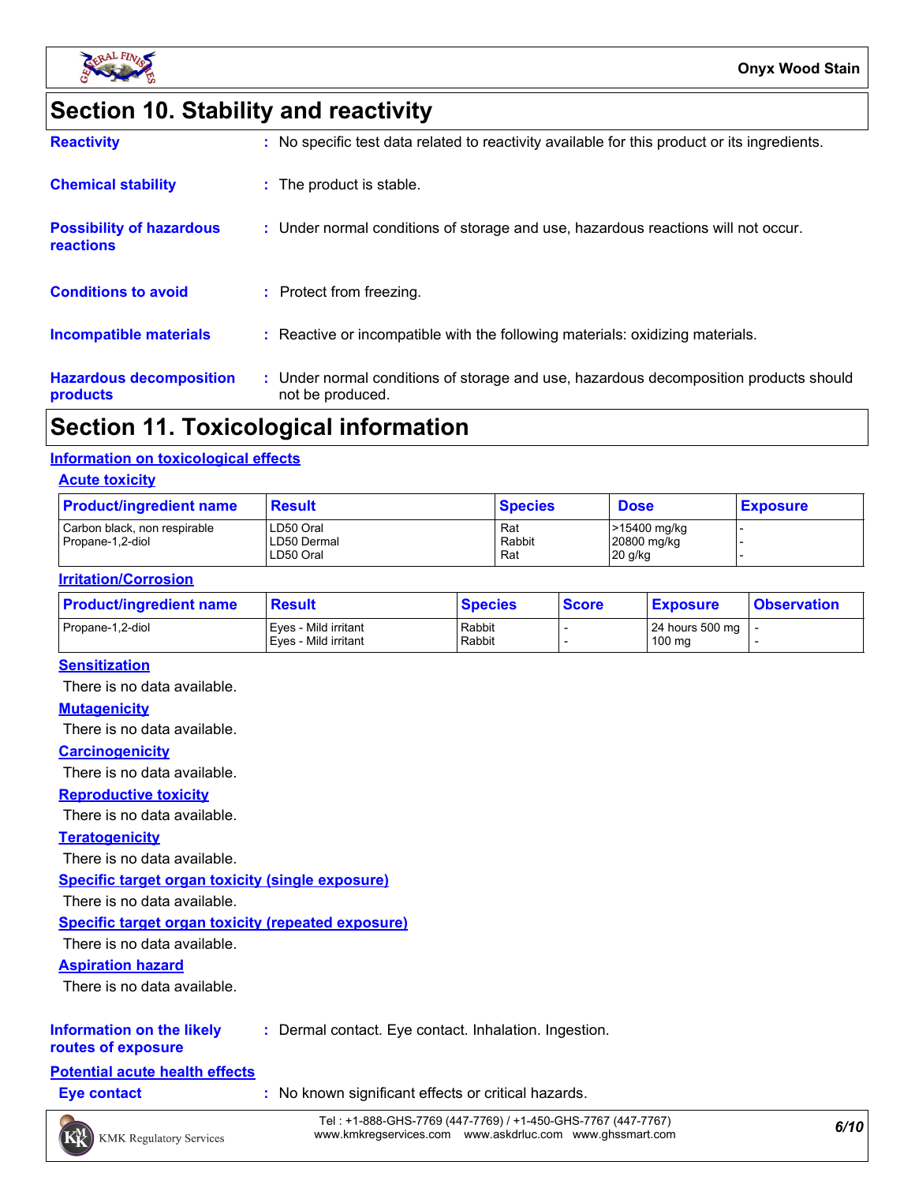## Section 10. Stability and reactivity

**Reactivity** : No specific test data related to reactivity available for this product or its ingredients.

**Chemical stability** : The product is stable.

**Possibility of hazardous reactions** : Under normal conditions of storage and use, hazardous reactions will not occur.

**Conditions to avoid** : Protect from freezing.

**Incompatible materials** : Reactive or incompatible with the following materials: oxidizing materials.

**Hazardous decomposition products** : Under normal conditions of storage and use, hazardous decomposition products should not be produced.

## Section 11. Toxicological information

### Information on toxicological effects

#### Acute toxicity

| Product/ingredient name | Result | Species | Dose | Exposure |
|---|---|---|---|---|
| Carbon black, non respirable | LD50 Oral | Rat | >15400 mg/kg | - |
| Propane-1,2-diol | LD50 Dermal | Rabbit | 20800 mg/kg | - |
| | LD50 Oral | Rat | 20 g/kg | - |

#### Irritation/Corrosion

| Product/ingredient name | Result | Species | Score | Exposure | Observation |
|---|---|---|---|---|---|
| Propane-1,2-diol | Eyes - Mild irritant | Rabbit | - | 24 hours 500 mg | - |
| | Eyes - Mild irritant | Rabbit | - | 100 mg | - |

#### Sensitization

There is no data available.

#### Mutagenicity

There is no data available.

#### Carcinogenicity

There is no data available.

#### Reproductive toxicity

There is no data available.

#### Teratogenicity

There is no data available.

#### Specific target organ toxicity (single exposure)

There is no data available.

#### Specific target organ toxicity (repeated exposure)

There is no data available.

#### Aspiration hazard

There is no data available.

**Information on the likely routes of exposure** : Dermal contact. Eye contact. Inhalation. Ingestion.

### Potential acute health effects

**Eye contact** : No known significant effects or critical hazards.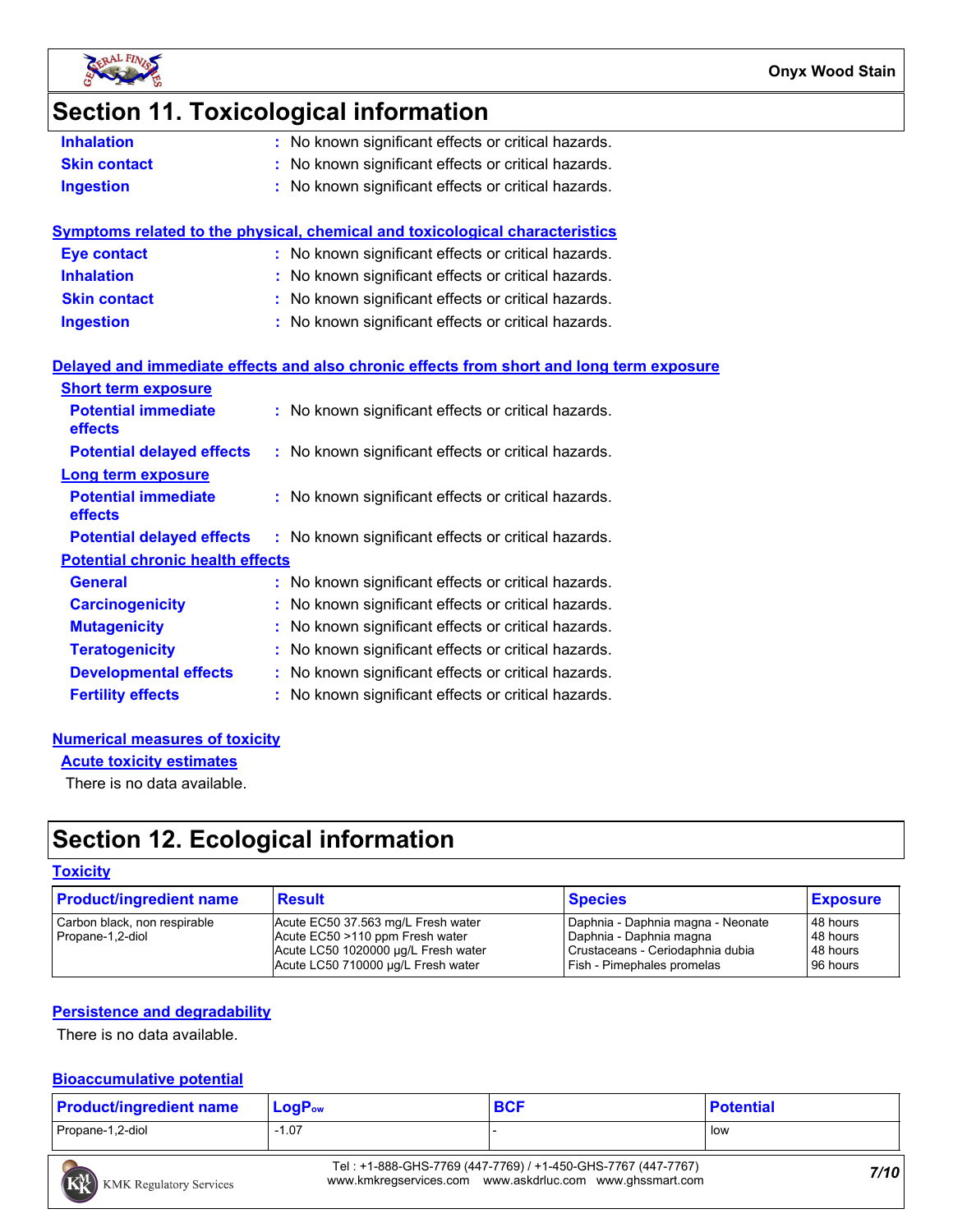# Section 11. Toxicological information

| | | |
|---|---|---|
| **Inhalation** | : | No known significant effects or critical hazards. |
| **Skin contact** | : | No known significant effects or critical hazards. |
| **Ingestion** | : | No known significant effects or critical hazards. |

**Symptoms related to the physical, chemical and toxicological characteristics**

| | | |
|---|---|---|
| **Eye contact** | : | No known significant effects or critical hazards. |
| **Inhalation** | : | No known significant effects or critical hazards. |
| **Skin contact** | : | No known significant effects or critical hazards. |
| **Ingestion** | : | No known significant effects or critical hazards. |

**Delayed and immediate effects and also chronic effects from short and long term exposure**

**Short term exposure**

| | | |
|---|---|---|
| **Potential immediate effects** | : | No known significant effects or critical hazards. |
| **Potential delayed effects** | : | No known significant effects or critical hazards. |

**Long term exposure**

| | | |
|---|---|---|
| **Potential immediate effects** | : | No known significant effects or critical hazards. |
| **Potential delayed effects** | : | No known significant effects or critical hazards. |

**Potential chronic health effects**

| | | |
|---|---|---|
| **General** | : | No known significant effects or critical hazards. |
| **Carcinogenicity** | : | No known significant effects or critical hazards. |
| **Mutagenicity** | : | No known significant effects or critical hazards. |
| **Teratogenicity** | : | No known significant effects or critical hazards. |
| **Developmental effects** | : | No known significant effects or critical hazards. |
| **Fertility effects** | : | No known significant effects or critical hazards. |

**Numerical measures of toxicity**

**Acute toxicity estimates**

There is no data available.

# Section 12. Ecological information

**Toxicity**

| Product/ingredient name | Result | Species | Exposure |
|---|---|---|---|
| Carbon black, non respirable | Acute EC50 37.563 mg/L Fresh water | Daphnia - Daphnia magna - Neonate | 48 hours |
| Propane-1,2-diol | Acute EC50 >110 ppm Fresh water | Daphnia - Daphnia magna | 48 hours |
| | Acute LC50 1020000 µg/L Fresh water | Crustaceans - Ceriodaphnia dubia | 48 hours |
| | Acute LC50 710000 µg/L Fresh water | Fish - Pimephales promelas | 96 hours |

**Persistence and degradability**

There is no data available.

**Bioaccumulative potential**

| Product/ingredient name | $LogP_{ow}$ | BCF | Potential |
|---|---|---|---|
| Propane-1,2-diol | -1.07 | - | low |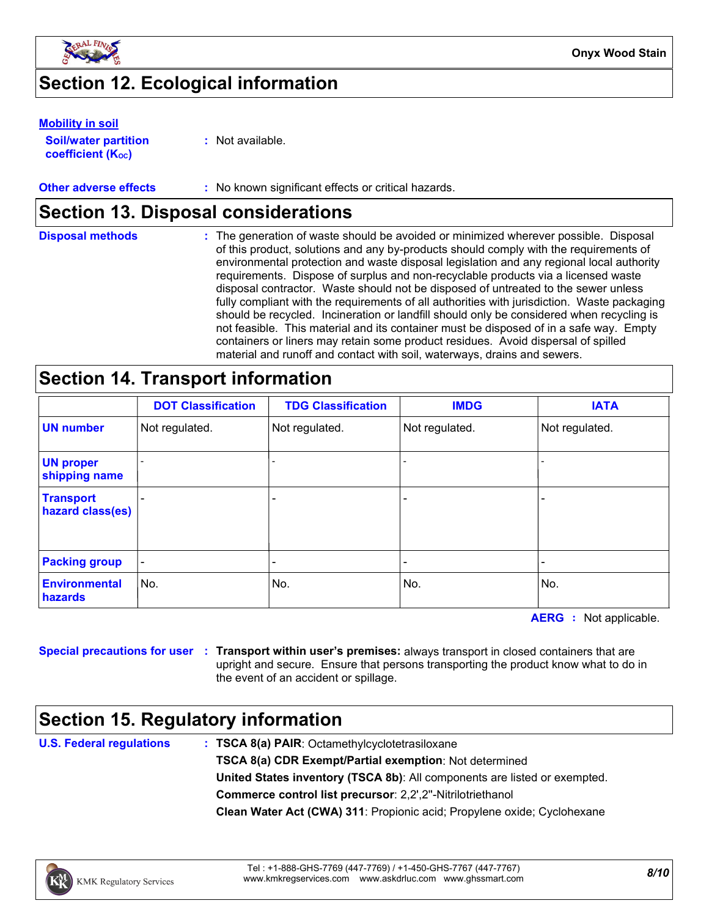## Section 12. Ecological information

**Mobility in soil**

**Soil/water partition coefficient ($K_{OC}$)** : Not available.

**Other adverse effects** : No known significant effects or critical hazards.

## Section 13. Disposal considerations

**Disposal methods** : The generation of waste should be avoided or minimized wherever possible. Disposal of this product, solutions and any by-products should comply with the requirements of environmental protection and waste disposal legislation and any regional local authority requirements. Dispose of surplus and non-recyclable products via a licensed waste disposal contractor. Waste should not be disposed of untreated to the sewer unless fully compliant with the requirements of all authorities with jurisdiction. Waste packaging should be recycled. Incineration or landfill should only be considered when recycling is not feasible. This material and its container must be disposed of in a safe way. Empty containers or liners may retain some product residues. Avoid dispersal of spilled material and runoff and contact with soil, waterways, drains and sewers.

## Section 14. Transport information

| | DOT Classification | TDG Classification | IMDG | IATA |
|---|---|---|---|---|
| **UN number** | Not regulated. | Not regulated. | Not regulated. | Not regulated. |
| **UN proper shipping name** | - | - | - | - |
| **Transport hazard class(es)** | - | - | - | - |
| **Packing group** | - | - | - | - |
| **Environmental hazards** | No. | No. | No. | No. |

**AERG** : Not applicable.

**Special precautions for user** : **Transport within user's premises:** always transport in closed containers that are upright and secure. Ensure that persons transporting the product know what to do in the event of an accident or spillage.

## Section 15. Regulatory information

**U.S. Federal regulations** : **TSCA 8(a) PAIR**: Octamethylcyclotetrasiloxane

**TSCA 8(a) CDR Exempt/Partial exemption**: Not determined

**United States inventory (TSCA 8b)**: All components are listed or exempted.

**Commerce control list precursor**: 2,2',2''-Nitrilotriethanol

**Clean Water Act (CWA) 311**: Propionic acid; Propylene oxide; Cyclohexane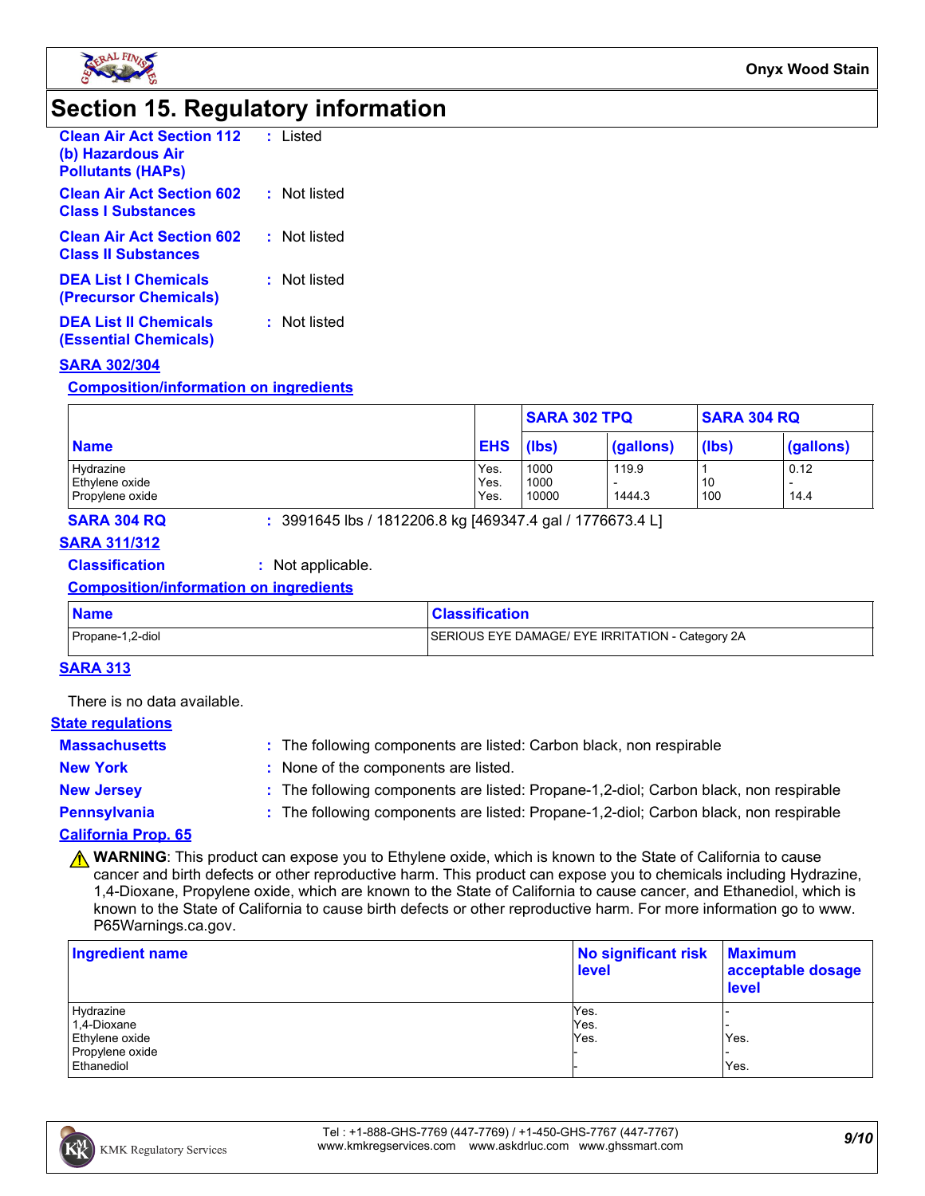# Section 15. Regulatory information

**Clean Air Act Section 112 (b) Hazardous Air Pollutants (HAPs)** : Listed

**Clean Air Act Section 602 Class I Substances** : Not listed

**Clean Air Act Section 602 Class II Substances** : Not listed

**DEA List I Chemicals (Precursor Chemicals)** : Not listed

**DEA List II Chemicals (Essential Chemicals)** : Not listed

## SARA 302/304

### Composition/information on ingredients

| Name | EHS | SARA 302 TPQ | | SARA 304 RQ | |
|---|---|---|---|---|---|
| | | (lbs) | (gallons) | (lbs) | (gallons) |
| Hydrazine | Yes. | 1000 | 119.9 | 1 | 0.12 |
| Ethylene oxide | Yes. | 1000 | - | 10 | - |
| Propylene oxide | Yes. | 10000 | 1444.3 | 100 | 14.4 |

**SARA 304 RQ** : 3991645 lbs / 1812206.8 kg [469347.4 gal / 1776673.4 L]

## SARA 311/312

**Classification** : Not applicable.

### Composition/information on ingredients

| Name | Classification |
|---|---|
| Propane-1,2-diol | SERIOUS EYE DAMAGE/ EYE IRRITATION - Category 2A |

## SARA 313

There is no data available.

## State regulations

**Massachusetts** : The following components are listed: Carbon black, non respirable

**New York** : None of the components are listed.

**New Jersey** : The following components are listed: Propane-1,2-diol; Carbon black, non respirable

**Pennsylvania** : The following components are listed: Propane-1,2-diol; Carbon black, non respirable

## California Prop. 65

⚠ **WARNING**: This product can expose you to Ethylene oxide, which is known to the State of California to cause cancer and birth defects or other reproductive harm. This product can expose you to chemicals including Hydrazine, 1,4-Dioxane, Propylene oxide, which are known to the State of California to cause cancer, and Ethanediol, which is known to the State of California to cause birth defects or other reproductive harm. For more information go to www.P65Warnings.ca.gov.

| Ingredient name | No significant risk level | Maximum acceptable dosage level |
|---|---|---|
| Hydrazine | Yes. | - |
| 1,4-Dioxane | Yes. | - |
| Ethylene oxide | Yes. | Yes. |
| Propylene oxide | - | - |
| Ethanediol | - | Yes. |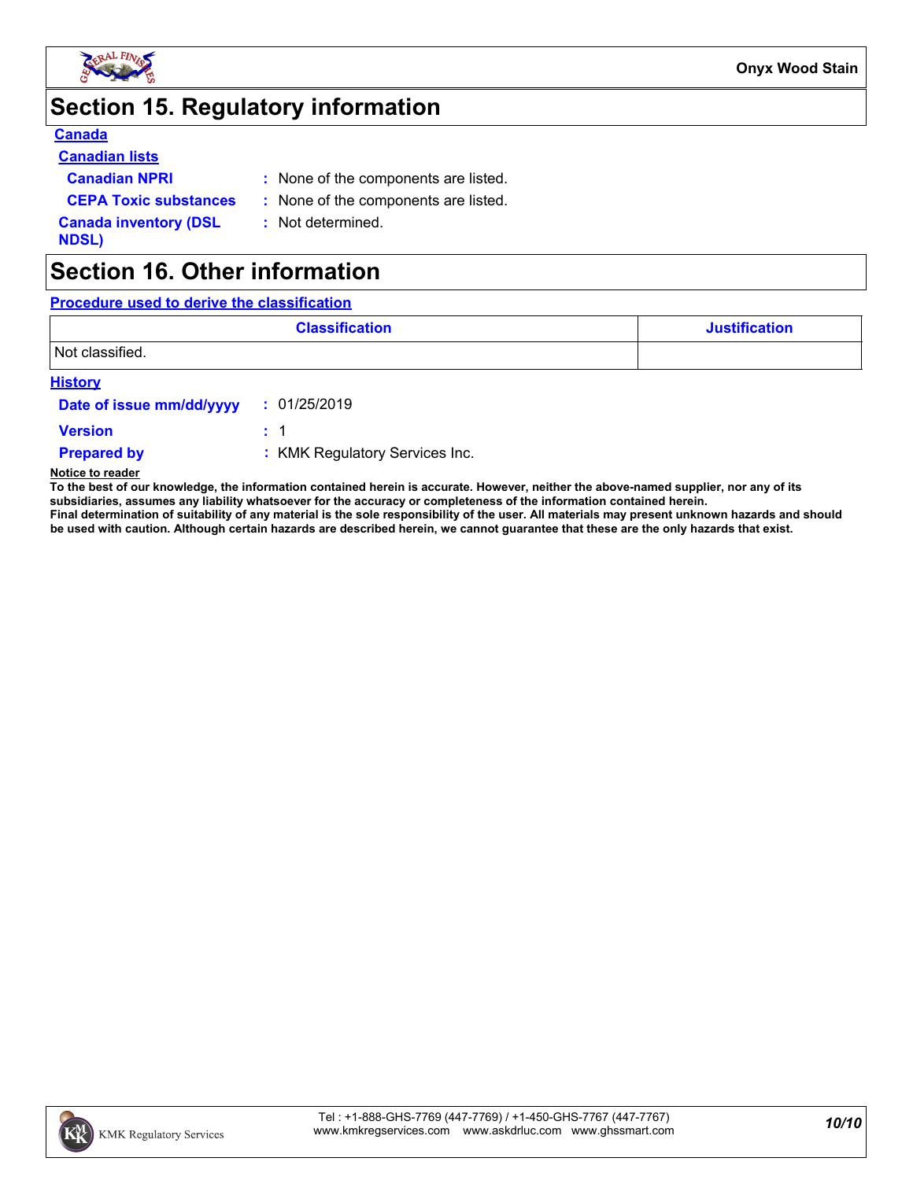# Section 15. Regulatory information

**Canada**

**Canadian lists**

**Canadian NPRI** : None of the components are listed.

**CEPA Toxic substances** : None of the components are listed.

**Canada inventory (DSL NDSL)** : Not determined.

# Section 16. Other information

**Procedure used to derive the classification**

| Classification | Justification |
| --- | --- |
| Not classified. | |

**History**

**Date of issue mm/dd/yyyy** : 01/25/2019

**Version** : 1

**Prepared by** : KMK Regulatory Services Inc.

**Notice to reader**

**To the best of our knowledge, the information contained herein is accurate. However, neither the above-named supplier, nor any of its subsidiaries, assumes any liability whatsoever for the accuracy or completeness of the information contained herein.**
**Final determination of suitability of any material is the sole responsibility of the user. All materials may present unknown hazards and should be used with caution. Although certain hazards are described herein, we cannot guarantee that these are the only hazards that exist.**